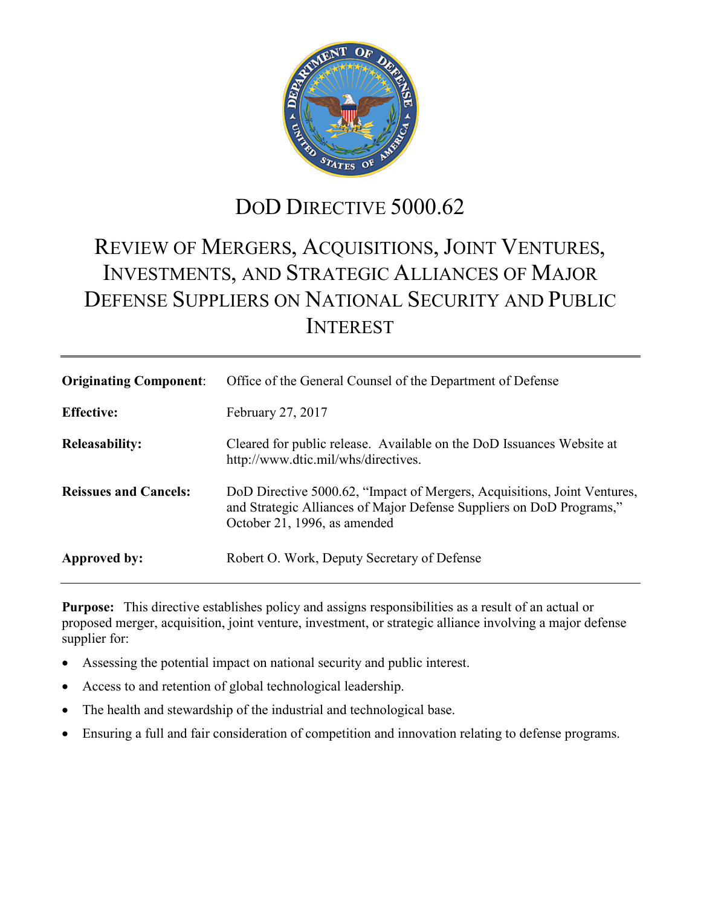# DoD DIRECTIVE 5000.62

## REVIEW OF MERGERS, ACQUISITIONS, JOINT VENTURES, INVESTMENTS, AND STRATEGIC ALLIANCES OF MAJOR DEFENSE SUPPLIERS ON NATIONAL SECURITY AND PUBLIC INTEREST

| | |
|---|---|
| **Originating Component**: | Office of the General Counsel of the Department of Defense |
| **Effective:** | February 27, 2017 |
| **Releasability:** | Cleared for public release. Available on the DoD Issuances Website at http://www.dtic.mil/whs/directives. |
| **Reissues and Cancels:** | DoD Directive 5000.62, "Impact of Mergers, Acquisitions, Joint Ventures, and Strategic Alliances of Major Defense Suppliers on DoD Programs," October 21, 1996, as amended |
| **Approved by:** | Robert O. Work, Deputy Secretary of Defense |

**Purpose:** This directive establishes policy and assigns responsibilities as a result of an actual or proposed merger, acquisition, joint venture, investment, or strategic alliance involving a major defense supplier for:

- Assessing the potential impact on national security and public interest.
- Access to and retention of global technological leadership.
- The health and stewardship of the industrial and technological base.
- Ensuring a full and fair consideration of competition and innovation relating to defense programs.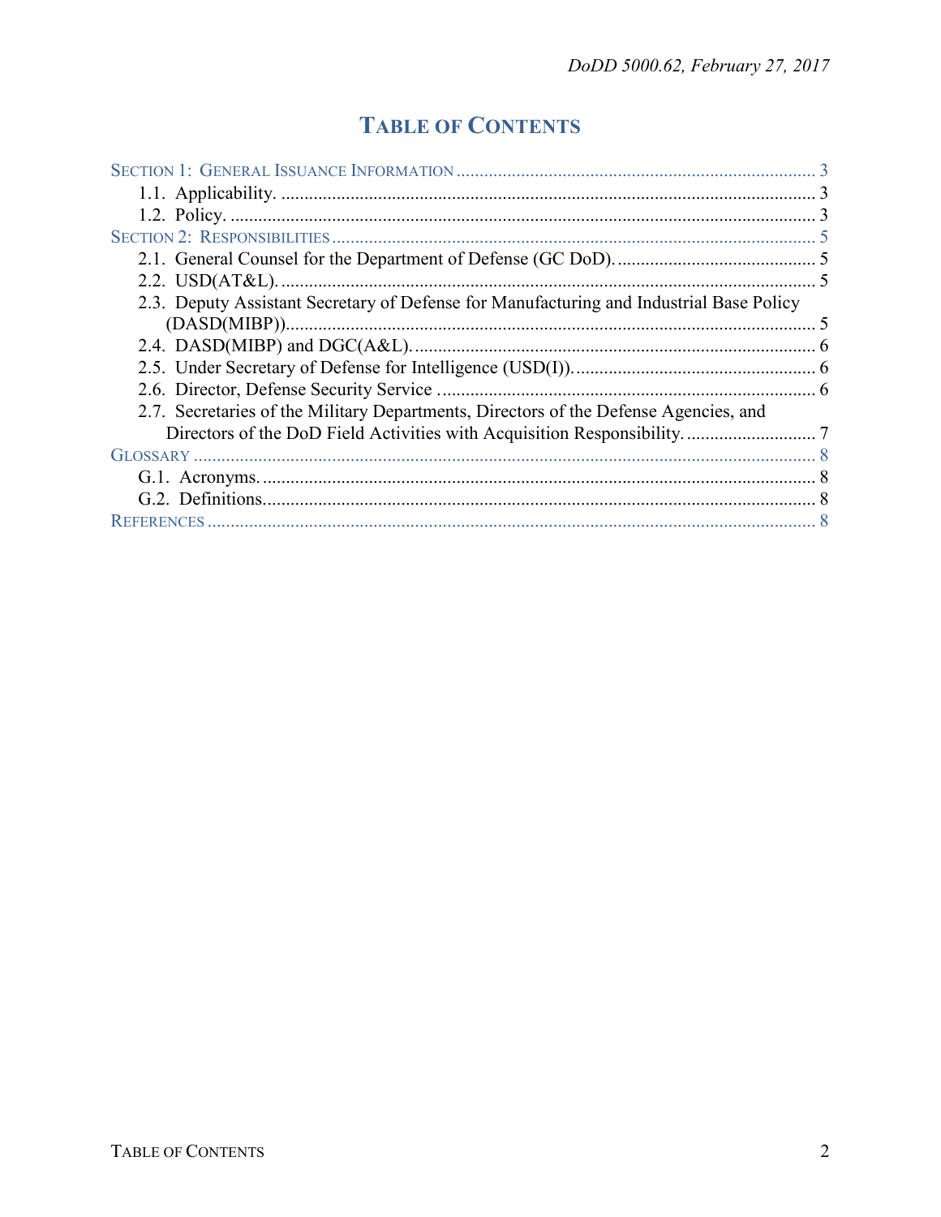# TABLE OF CONTENTS

SECTION 1: GENERAL ISSUANCE INFORMATION ..... 3
- 1.1. Applicability. ..... 3
- 1.2. Policy. ..... 3

SECTION 2: RESPONSIBILITIES ..... 5
- 2.1. General Counsel for the Department of Defense (GC DoD). ..... 5
- 2.2. USD(AT&L). ..... 5
- 2.3. Deputy Assistant Secretary of Defense for Manufacturing and Industrial Base Policy (DASD(MIBP)). ..... 5
- 2.4. DASD(MIBP) and DGC(A&L). ..... 6
- 2.5. Under Secretary of Defense for Intelligence (USD(I)). ..... 6
- 2.6. Director, Defense Security Service ..... 6
- 2.7. Secretaries of the Military Departments, Directors of the Defense Agencies, and Directors of the DoD Field Activities with Acquisition Responsibility. ..... 7

GLOSSARY ..... 8
- G.1. Acronyms. ..... 8
- G.2. Definitions. ..... 8

REFERENCES ..... 8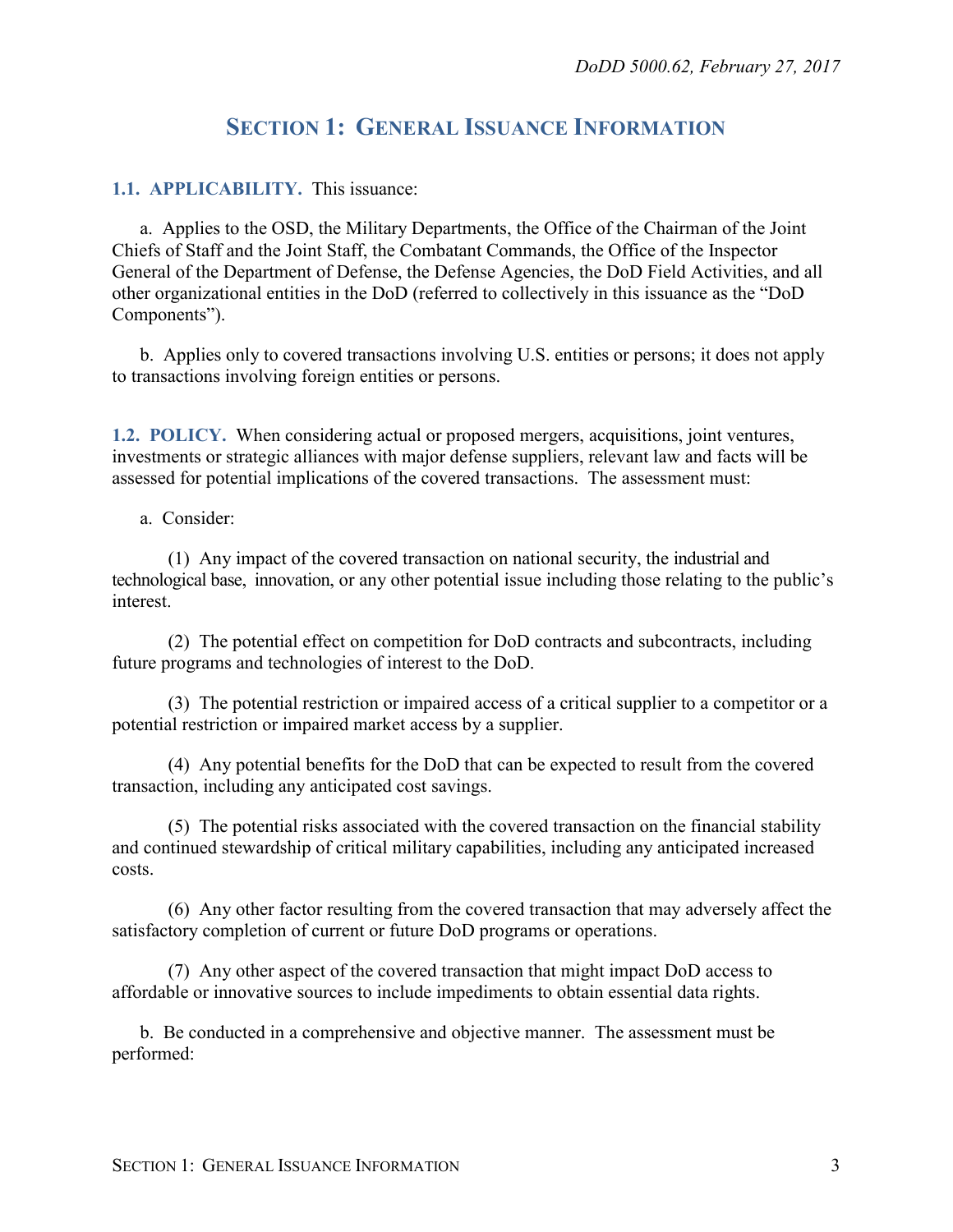# SECTION 1: GENERAL ISSUANCE INFORMATION

**1.1. APPLICABILITY.** This issuance:

a. Applies to the OSD, the Military Departments, the Office of the Chairman of the Joint Chiefs of Staff and the Joint Staff, the Combatant Commands, the Office of the Inspector General of the Department of Defense, the Defense Agencies, the DoD Field Activities, and all other organizational entities in the DoD (referred to collectively in this issuance as the "DoD Components").

b. Applies only to covered transactions involving U.S. entities or persons; it does not apply to transactions involving foreign entities or persons.

**1.2. POLICY.** When considering actual or proposed mergers, acquisitions, joint ventures, investments or strategic alliances with major defense suppliers, relevant law and facts will be assessed for potential implications of the covered transactions. The assessment must:

a. Consider:

(1) Any impact of the covered transaction on national security, the industrial and technological base, innovation, or any other potential issue including those relating to the public's interest.

(2) The potential effect on competition for DoD contracts and subcontracts, including future programs and technologies of interest to the DoD.

(3) The potential restriction or impaired access of a critical supplier to a competitor or a potential restriction or impaired market access by a supplier.

(4) Any potential benefits for the DoD that can be expected to result from the covered transaction, including any anticipated cost savings.

(5) The potential risks associated with the covered transaction on the financial stability and continued stewardship of critical military capabilities, including any anticipated increased costs.

(6) Any other factor resulting from the covered transaction that may adversely affect the satisfactory completion of current or future DoD programs or operations.

(7) Any other aspect of the covered transaction that might impact DoD access to affordable or innovative sources to include impediments to obtain essential data rights.

b. Be conducted in a comprehensive and objective manner. The assessment must be performed: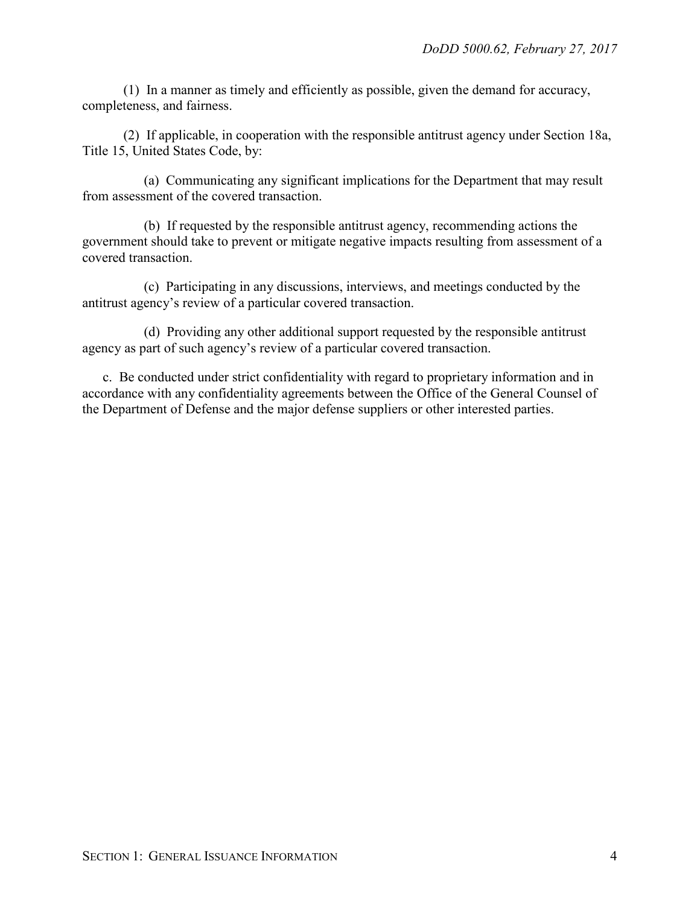(1) In a manner as timely and efficiently as possible, given the demand for accuracy, completeness, and fairness.

(2) If applicable, in cooperation with the responsible antitrust agency under Section 18a, Title 15, United States Code, by:

(a) Communicating any significant implications for the Department that may result from assessment of the covered transaction.

(b) If requested by the responsible antitrust agency, recommending actions the government should take to prevent or mitigate negative impacts resulting from assessment of a covered transaction.

(c) Participating in any discussions, interviews, and meetings conducted by the antitrust agency's review of a particular covered transaction.

(d) Providing any other additional support requested by the responsible antitrust agency as part of such agency's review of a particular covered transaction.

c. Be conducted under strict confidentiality with regard to proprietary information and in accordance with any confidentiality agreements between the Office of the General Counsel of the Department of Defense and the major defense suppliers or other interested parties.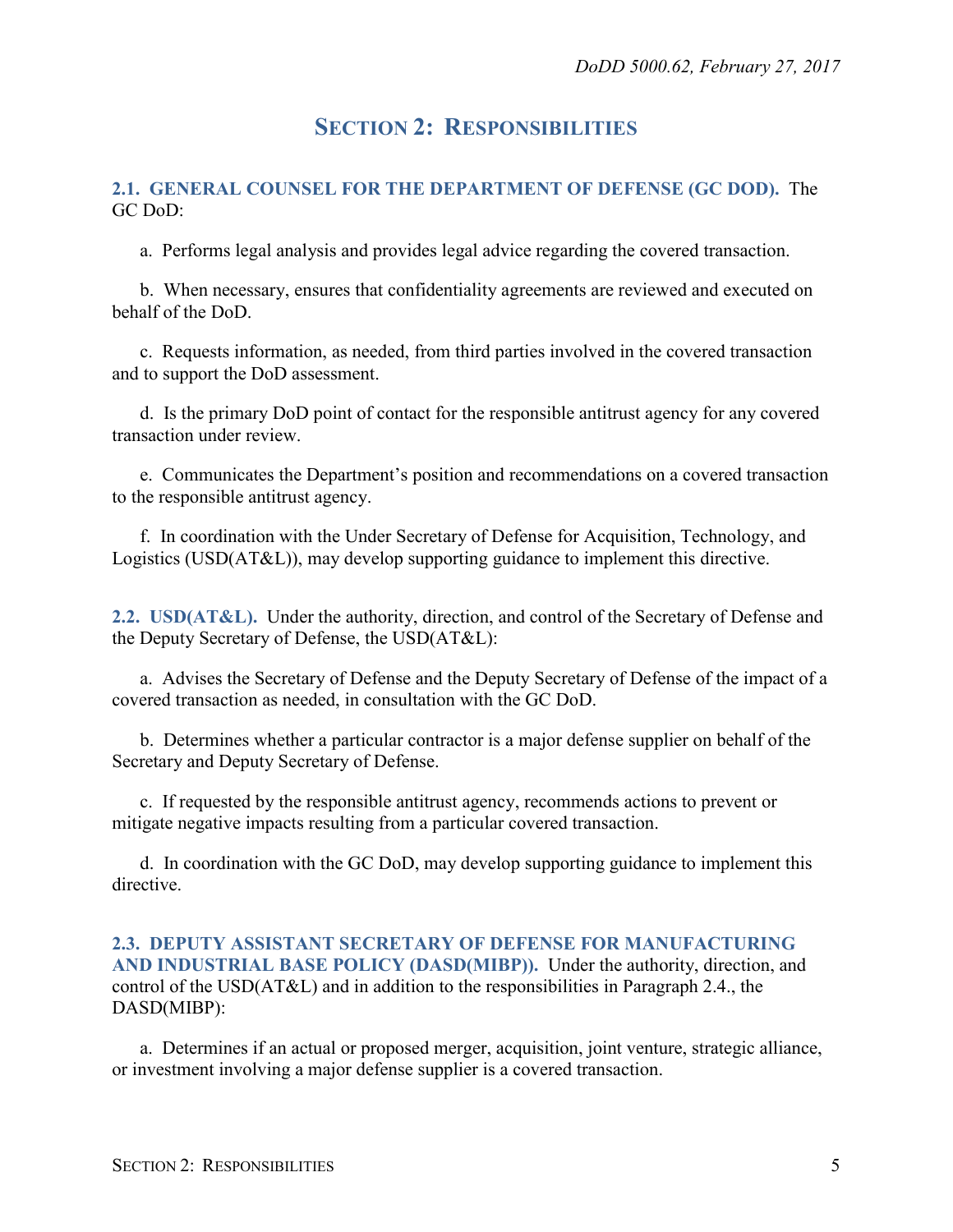## SECTION 2: RESPONSIBILITIES

**2.1. GENERAL COUNSEL FOR THE DEPARTMENT OF DEFENSE (GC DOD).** The GC DoD:

a. Performs legal analysis and provides legal advice regarding the covered transaction.

b. When necessary, ensures that confidentiality agreements are reviewed and executed on behalf of the DoD.

c. Requests information, as needed, from third parties involved in the covered transaction and to support the DoD assessment.

d. Is the primary DoD point of contact for the responsible antitrust agency for any covered transaction under review.

e. Communicates the Department's position and recommendations on a covered transaction to the responsible antitrust agency.

f. In coordination with the Under Secretary of Defense for Acquisition, Technology, and Logistics (USD(AT&L)), may develop supporting guidance to implement this directive.

**2.2. USD(AT&L).** Under the authority, direction, and control of the Secretary of Defense and the Deputy Secretary of Defense, the USD(AT&L):

a. Advises the Secretary of Defense and the Deputy Secretary of Defense of the impact of a covered transaction as needed, in consultation with the GC DoD.

b. Determines whether a particular contractor is a major defense supplier on behalf of the Secretary and Deputy Secretary of Defense.

c. If requested by the responsible antitrust agency, recommends actions to prevent or mitigate negative impacts resulting from a particular covered transaction.

d. In coordination with the GC DoD, may develop supporting guidance to implement this directive.

**2.3. DEPUTY ASSISTANT SECRETARY OF DEFENSE FOR MANUFACTURING AND INDUSTRIAL BASE POLICY (DASD(MIBP)).** Under the authority, direction, and control of the USD(AT&L) and in addition to the responsibilities in Paragraph 2.4., the DASD(MIBP):

a. Determines if an actual or proposed merger, acquisition, joint venture, strategic alliance, or investment involving a major defense supplier is a covered transaction.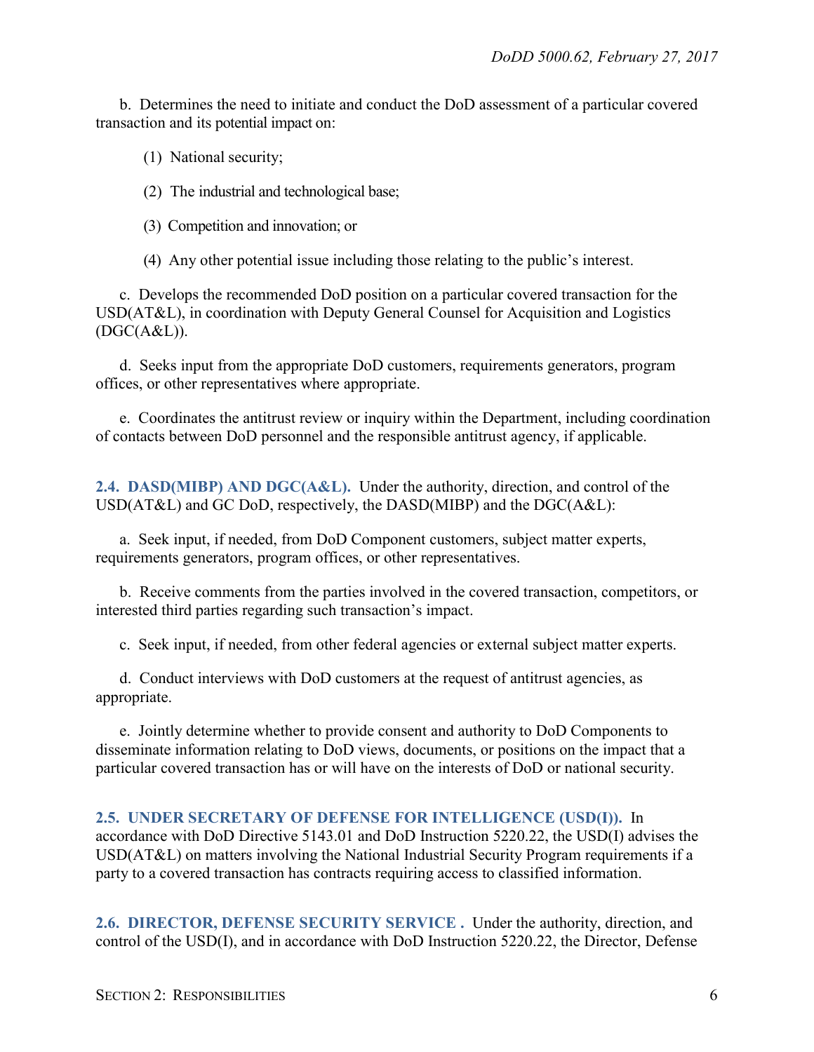b. Determines the need to initiate and conduct the DoD assessment of a particular covered transaction and its potential impact on:

(1) National security;

(2) The industrial and technological base;

(3) Competition and innovation; or

(4) Any other potential issue including those relating to the public's interest.

c. Develops the recommended DoD position on a particular covered transaction for the USD(AT&L), in coordination with Deputy General Counsel for Acquisition and Logistics (DGC(A&L)).

d. Seeks input from the appropriate DoD customers, requirements generators, program offices, or other representatives where appropriate.

e. Coordinates the antitrust review or inquiry within the Department, including coordination of contacts between DoD personnel and the responsible antitrust agency, if applicable.

**2.4. DASD(MIBP) AND DGC(A&L).** Under the authority, direction, and control of the USD(AT&L) and GC DoD, respectively, the DASD(MIBP) and the DGC(A&L):

a. Seek input, if needed, from DoD Component customers, subject matter experts, requirements generators, program offices, or other representatives.

b. Receive comments from the parties involved in the covered transaction, competitors, or interested third parties regarding such transaction's impact.

c. Seek input, if needed, from other federal agencies or external subject matter experts.

d. Conduct interviews with DoD customers at the request of antitrust agencies, as appropriate.

e. Jointly determine whether to provide consent and authority to DoD Components to disseminate information relating to DoD views, documents, or positions on the impact that a particular covered transaction has or will have on the interests of DoD or national security.

**2.5. UNDER SECRETARY OF DEFENSE FOR INTELLIGENCE (USD(I)).** In accordance with DoD Directive 5143.01 and DoD Instruction 5220.22, the USD(I) advises the USD(AT&L) on matters involving the National Industrial Security Program requirements if a party to a covered transaction has contracts requiring access to classified information.

**2.6. DIRECTOR, DEFENSE SECURITY SERVICE .** Under the authority, direction, and control of the USD(I), and in accordance with DoD Instruction 5220.22, the Director, Defense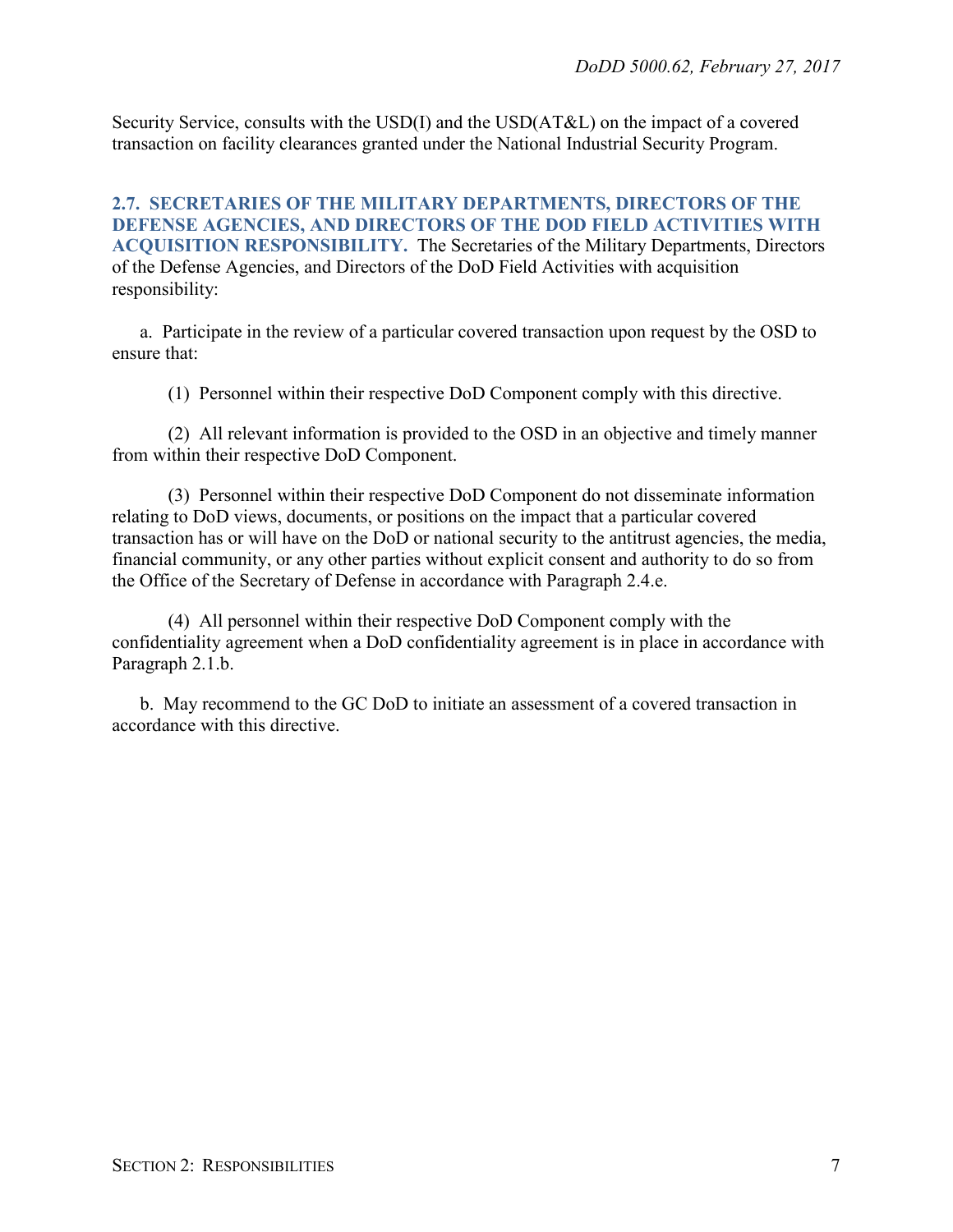Security Service, consults with the USD(I) and the USD(AT&L) on the impact of a covered transaction on facility clearances granted under the National Industrial Security Program.

## 2.7. SECRETARIES OF THE MILITARY DEPARTMENTS, DIRECTORS OF THE DEFENSE AGENCIES, AND DIRECTORS OF THE DOD FIELD ACTIVITIES WITH ACQUISITION RESPONSIBILITY.

The Secretaries of the Military Departments, Directors of the Defense Agencies, and Directors of the DoD Field Activities with acquisition responsibility:

a. Participate in the review of a particular covered transaction upon request by the OSD to ensure that:

(1) Personnel within their respective DoD Component comply with this directive.

(2) All relevant information is provided to the OSD in an objective and timely manner from within their respective DoD Component.

(3) Personnel within their respective DoD Component do not disseminate information relating to DoD views, documents, or positions on the impact that a particular covered transaction has or will have on the DoD or national security to the antitrust agencies, the media, financial community, or any other parties without explicit consent and authority to do so from the Office of the Secretary of Defense in accordance with Paragraph 2.4.e.

(4) All personnel within their respective DoD Component comply with the confidentiality agreement when a DoD confidentiality agreement is in place in accordance with Paragraph 2.1.b.

b. May recommend to the GC DoD to initiate an assessment of a covered transaction in accordance with this directive.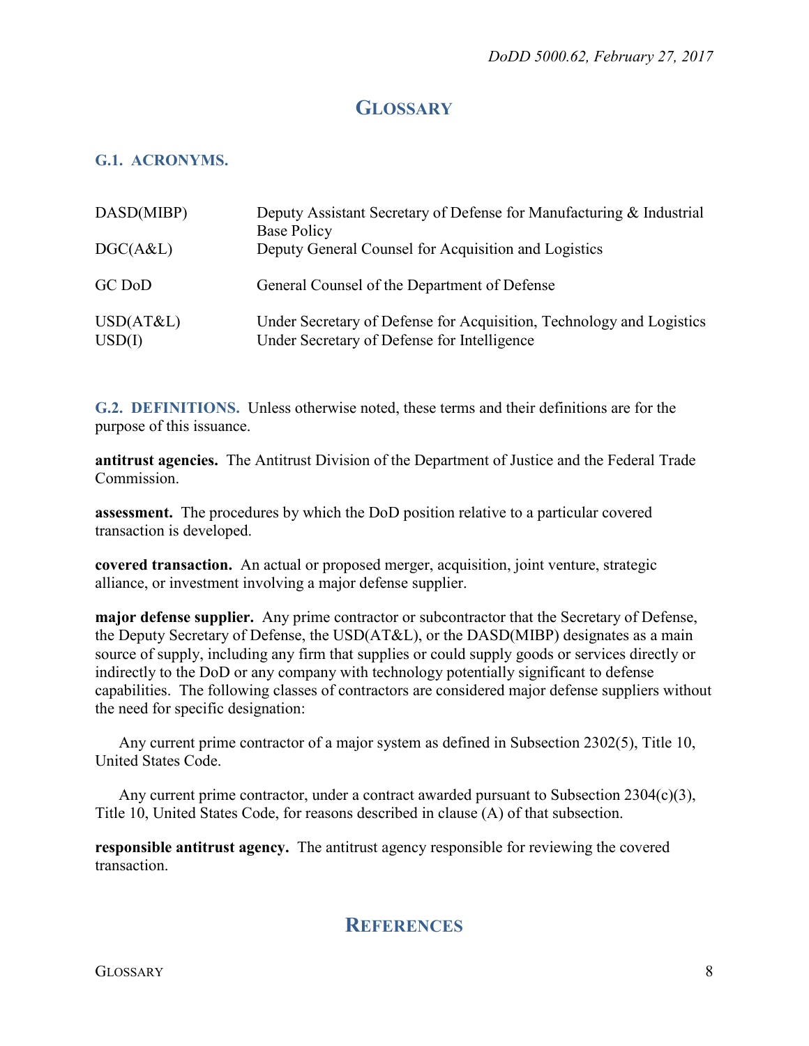# GLOSSARY

## G.1. ACRONYMS.

| | |
|---|---|
| DASD(MIBP) | Deputy Assistant Secretary of Defense for Manufacturing & Industrial Base Policy |
| DGC(A&L) | Deputy General Counsel for Acquisition and Logistics |
| GC DoD | General Counsel of the Department of Defense |
| USD(AT&L) | Under Secretary of Defense for Acquisition, Technology and Logistics |
| USD(I) | Under Secretary of Defense for Intelligence |

## G.2. DEFINITIONS.

Unless otherwise noted, these terms and their definitions are for the purpose of this issuance.

**antitrust agencies.** The Antitrust Division of the Department of Justice and the Federal Trade Commission.

**assessment.** The procedures by which the DoD position relative to a particular covered transaction is developed.

**covered transaction.** An actual or proposed merger, acquisition, joint venture, strategic alliance, or investment involving a major defense supplier.

**major defense supplier.** Any prime contractor or subcontractor that the Secretary of Defense, the Deputy Secretary of Defense, the USD(AT&L), or the DASD(MIBP) designates as a main source of supply, including any firm that supplies or could supply goods or services directly or indirectly to the DoD or any company with technology potentially significant to defense capabilities. The following classes of contractors are considered major defense suppliers without the need for specific designation:

Any current prime contractor of a major system as defined in Subsection 2302(5), Title 10, United States Code.

Any current prime contractor, under a contract awarded pursuant to Subsection 2304(c)(3), Title 10, United States Code, for reasons described in clause (A) of that subsection.

**responsible antitrust agency.** The antitrust agency responsible for reviewing the covered transaction.

# REFERENCES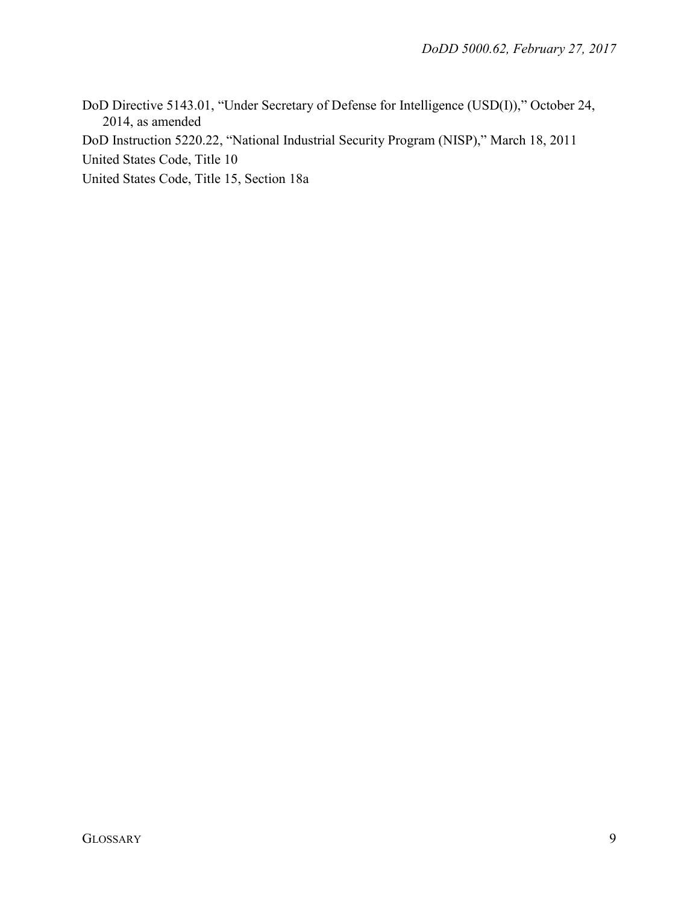DoD Directive 5143.01, "Under Secretary of Defense for Intelligence (USD(I))," October 24, 2014, as amended

DoD Instruction 5220.22, "National Industrial Security Program (NISP)," March 18, 2011

United States Code, Title 10

United States Code, Title 15, Section 18a